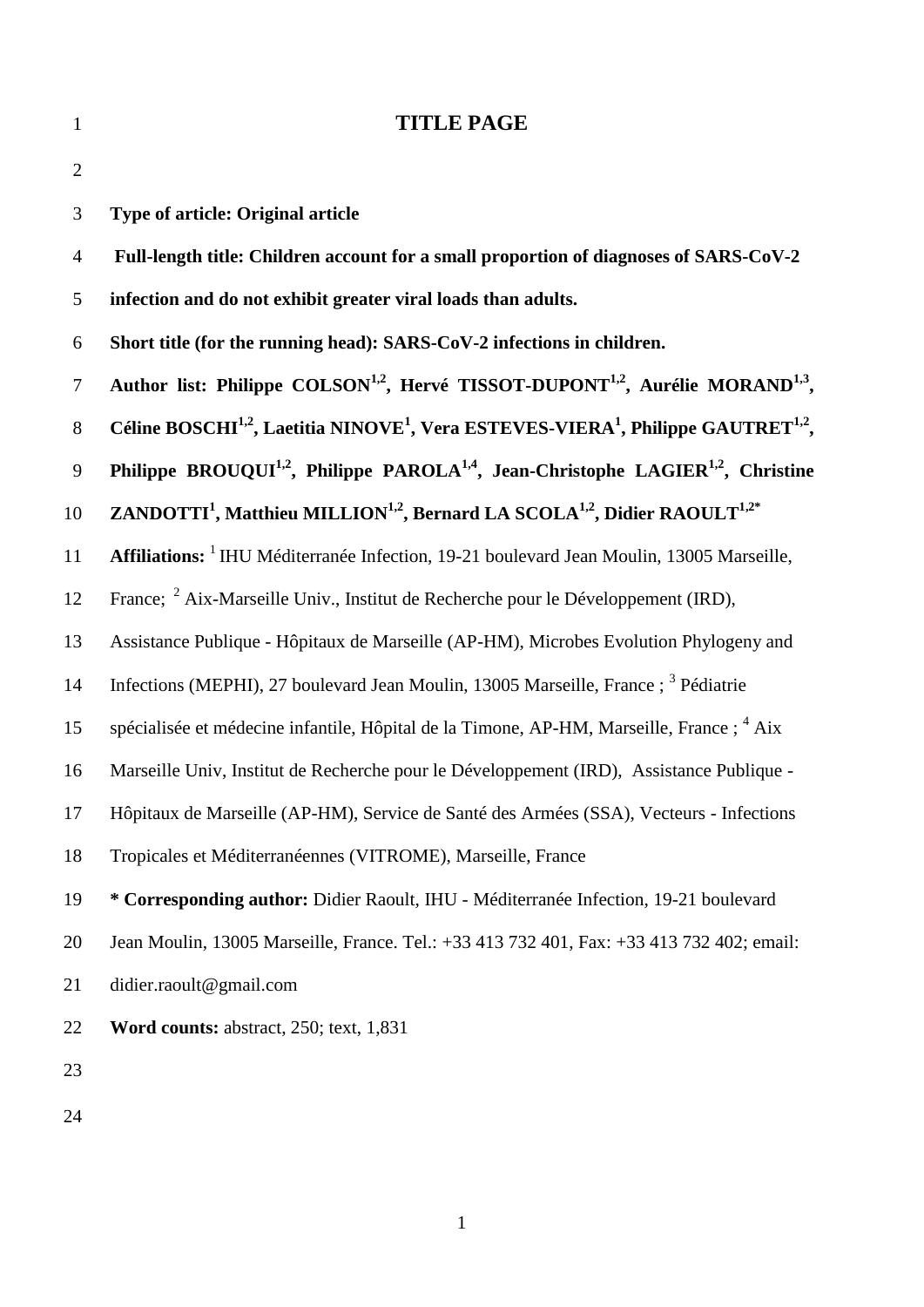# TITLE PAGE

**Type of article: Original article**

**Full-length title: Children account for a small proportion of diagnoses of SARS-CoV-2 infection and do not exhibit greater viral loads than adults.**

**Short title (for the running head): SARS-CoV-2 infections in children.**

**Author list: Philippe COLSON[1,2], Hervé TISSOT-DUPONT[1,2], Aurélie MORAND[1,3], Céline BOSCHI[1,2], Laetitia NINOVE[1], Vera ESTEVES-VIERA[1], Philippe GAUTRET[1,2], Philippe BROUQUI[1,2], Philippe PAROLA[1,4], Jean-Christophe LAGIER[1,2], Christine ZANDOTTI[1], Matthieu MILLION[1,2], Bernard LA SCOLA[1,2], Didier RAOULT[1,2*]**

**Affiliations:** [1] IHU Méditerranée Infection, 19-21 boulevard Jean Moulin, 13005 Marseille, France; [2] Aix-Marseille Univ., Institut de Recherche pour le Développement (IRD), Assistance Publique - Hôpitaux de Marseille (AP-HM), Microbes Evolution Phylogeny and Infections (MEPHI), 27 boulevard Jean Moulin, 13005 Marseille, France ; [3] Pédiatrie spécialisée et médecine infantile, Hôpital de la Timone, AP-HM, Marseille, France ; [4] Aix Marseille Univ, Institut de Recherche pour le Développement (IRD), Assistance Publique - Hôpitaux de Marseille (AP-HM), Service de Santé des Armées (SSA), Vecteurs - Infections Tropicales et Méditerranéennes (VITROME), Marseille, France

**\* Corresponding author:** Didier Raoult, IHU - Méditerranée Infection, 19-21 boulevard Jean Moulin, 13005 Marseille, France. Tel.: +33 413 732 401, Fax: +33 413 732 402; email: didier.raoult@gmail.com

**Word counts:** abstract, 250; text, 1,831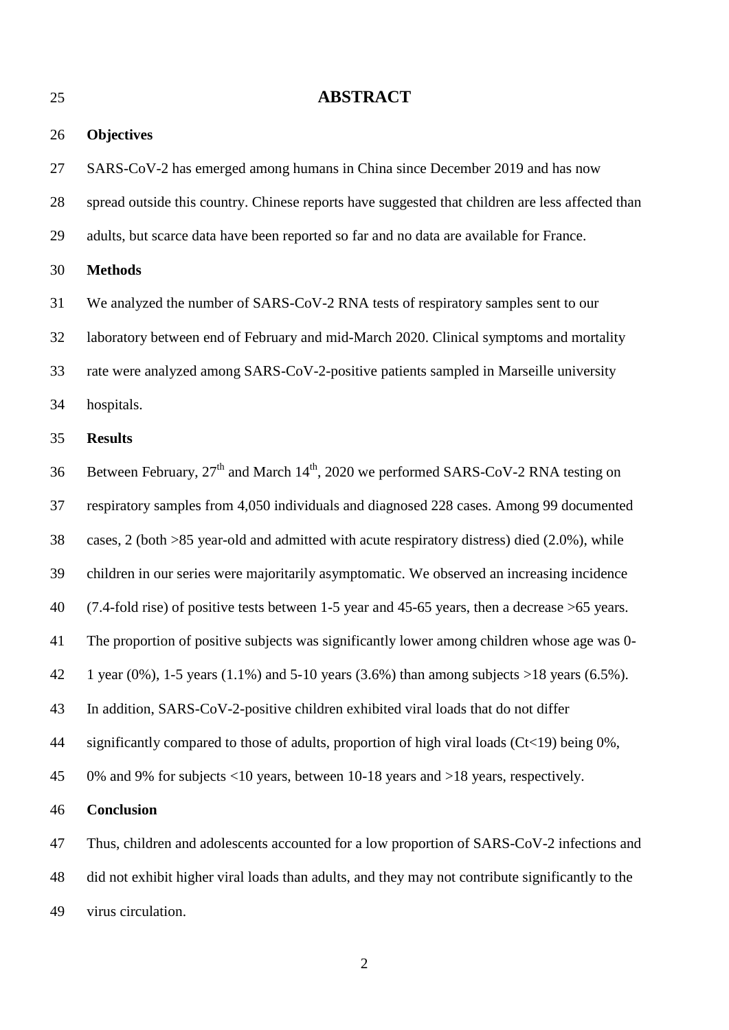# ABSTRACT

## Objectives

SARS-CoV-2 has emerged among humans in China since December 2019 and has now spread outside this country. Chinese reports have suggested that children are less affected than adults, but scarce data have been reported so far and no data are available for France.

## Methods

We analyzed the number of SARS-CoV-2 RNA tests of respiratory samples sent to our laboratory between end of February and mid-March 2020. Clinical symptoms and mortality rate were analyzed among SARS-CoV-2-positive patients sampled in Marseille university hospitals.

## Results

Between February, 27$^{th}$ and March 14$^{th}$, 2020 we performed SARS-CoV-2 RNA testing on respiratory samples from 4,050 individuals and diagnosed 228 cases. Among 99 documented cases, 2 (both >85 year-old and admitted with acute respiratory distress) died (2.0%), while children in our series were majoritarily asymptomatic. We observed an increasing incidence (7.4-fold rise) of positive tests between 1-5 year and 45-65 years, then a decrease >65 years. The proportion of positive subjects was significantly lower among children whose age was 0-1 year (0%), 1-5 years (1.1%) and 5-10 years (3.6%) than among subjects >18 years (6.5%). In addition, SARS-CoV-2-positive children exhibited viral loads that do not differ significantly compared to those of adults, proportion of high viral loads (Ct<19) being 0%, 0% and 9% for subjects <10 years, between 10-18 years and >18 years, respectively.

## Conclusion

Thus, children and adolescents accounted for a low proportion of SARS-CoV-2 infections and did not exhibit higher viral loads than adults, and they may not contribute significantly to the virus circulation.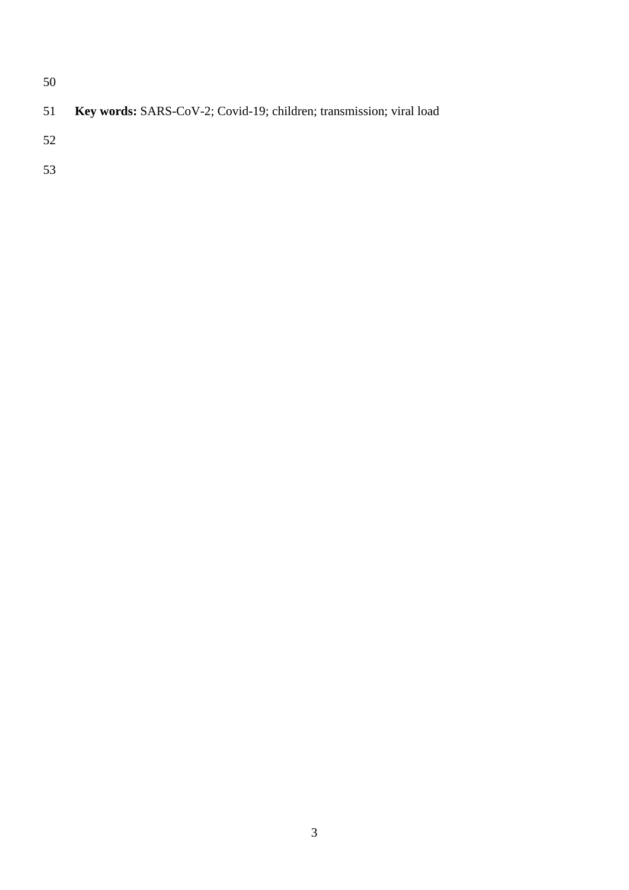**Key words:** SARS-CoV-2; Covid-19; children; transmission; viral load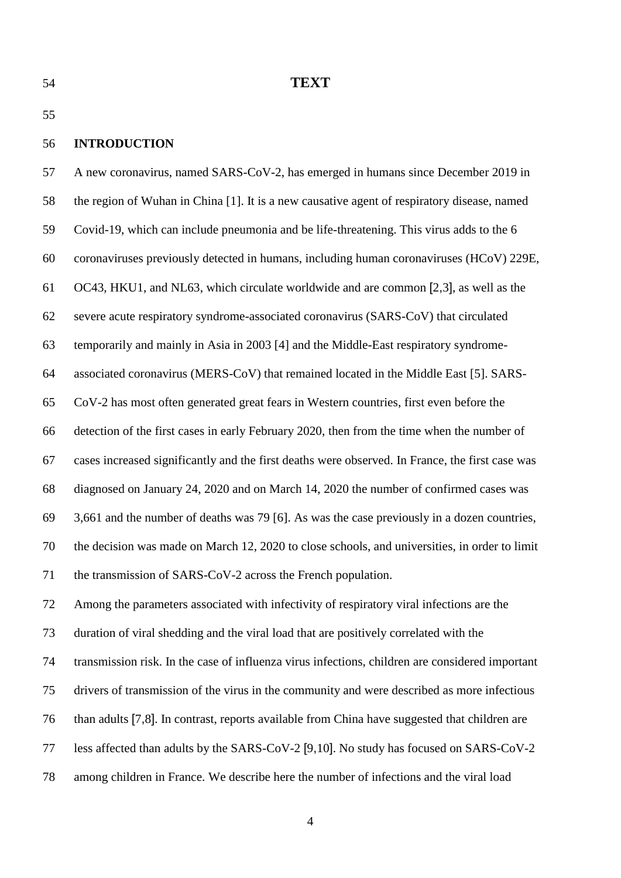# TEXT

## INTRODUCTION

A new coronavirus, named SARS-CoV-2, has emerged in humans since December 2019 in the region of Wuhan in China [1]. It is a new causative agent of respiratory disease, named Covid-19, which can include pneumonia and be life-threatening. This virus adds to the 6 coronaviruses previously detected in humans, including human coronaviruses (HCoV) 229E, OC43, HKU1, and NL63, which circulate worldwide and are common [2,3], as well as the severe acute respiratory syndrome-associated coronavirus (SARS-CoV) that circulated temporarily and mainly in Asia in 2003 [4] and the Middle-East respiratory syndrome-associated coronavirus (MERS-CoV) that remained located in the Middle East [5]. SARS-CoV-2 has most often generated great fears in Western countries, first even before the detection of the first cases in early February 2020, then from the time when the number of cases increased significantly and the first deaths were observed. In France, the first case was diagnosed on January 24, 2020 and on March 14, 2020 the number of confirmed cases was 3,661 and the number of deaths was 79 [6]. As was the case previously in a dozen countries, the decision was made on March 12, 2020 to close schools, and universities, in order to limit the transmission of SARS-CoV-2 across the French population.

Among the parameters associated with infectivity of respiratory viral infections are the duration of viral shedding and the viral load that are positively correlated with the transmission risk. In the case of influenza virus infections, children are considered important drivers of transmission of the virus in the community and were described as more infectious than adults [7,8]. In contrast, reports available from China have suggested that children are less affected than adults by the SARS-CoV-2 [9,10]. No study has focused on SARS-CoV-2 among children in France. We describe here the number of infections and the viral load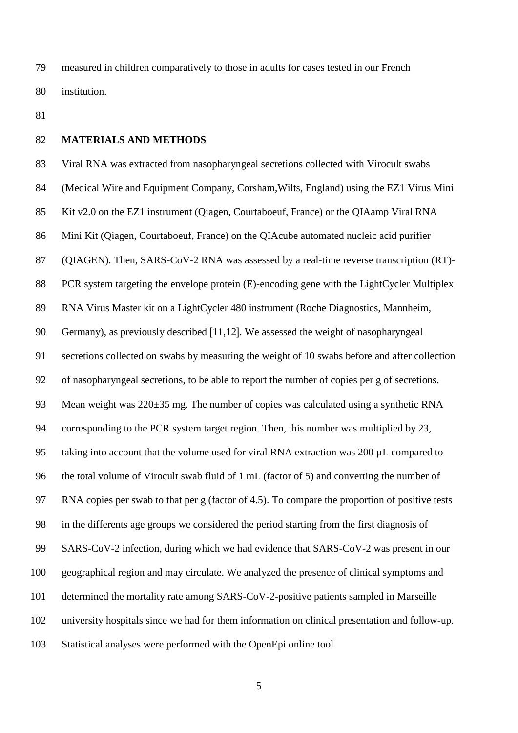measured in children comparatively to those in adults for cases tested in our French institution.

## MATERIALS AND METHODS

Viral RNA was extracted from nasopharyngeal secretions collected with Virocult swabs (Medical Wire and Equipment Company, Corsham,Wilts, England) using the EZ1 Virus Mini Kit v2.0 on the EZ1 instrument (Qiagen, Courtaboeuf, France) or the QIAamp Viral RNA Mini Kit (Qiagen, Courtaboeuf, France) on the QIAcube automated nucleic acid purifier (QIAGEN). Then, SARS-CoV-2 RNA was assessed by a real-time reverse transcription (RT)-PCR system targeting the envelope protein (E)-encoding gene with the LightCycler Multiplex RNA Virus Master kit on a LightCycler 480 instrument (Roche Diagnostics, Mannheim, Germany), as previously described [11,12]. We assessed the weight of nasopharyngeal secretions collected on swabs by measuring the weight of 10 swabs before and after collection of nasopharyngeal secretions, to be able to report the number of copies per g of secretions. Mean weight was 220±35 mg. The number of copies was calculated using a synthetic RNA corresponding to the PCR system target region. Then, this number was multiplied by 23, taking into account that the volume used for viral RNA extraction was 200 µL compared to the total volume of Virocult swab fluid of 1 mL (factor of 5) and converting the number of RNA copies per swab to that per g (factor of 4.5). To compare the proportion of positive tests in the differents age groups we considered the period starting from the first diagnosis of SARS-CoV-2 infection, during which we had evidence that SARS-CoV-2 was present in our geographical region and may circulate. We analyzed the presence of clinical symptoms and determined the mortality rate among SARS-CoV-2-positive patients sampled in Marseille university hospitals since we had for them information on clinical presentation and follow-up. Statistical analyses were performed with the OpenEpi online tool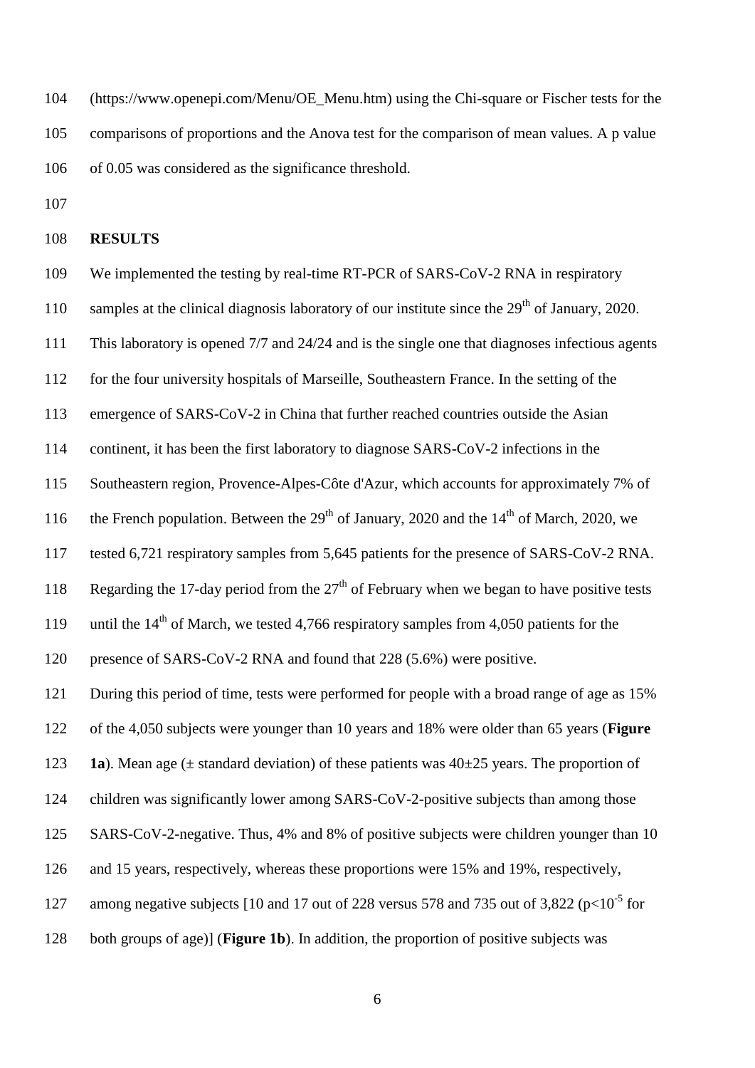(https://www.openepi.com/Menu/OE_Menu.htm) using the Chi-square or Fischer tests for the comparisons of proportions and the Anova test for the comparison of mean values. A p value of 0.05 was considered as the significance threshold.

## RESULTS

We implemented the testing by real-time RT-PCR of SARS-CoV-2 RNA in respiratory samples at the clinical diagnosis laboratory of our institute since the 29th of January, 2020. This laboratory is opened 7/7 and 24/24 and is the single one that diagnoses infectious agents for the four university hospitals of Marseille, Southeastern France. In the setting of the emergence of SARS-CoV-2 in China that further reached countries outside the Asian continent, it has been the first laboratory to diagnose SARS-CoV-2 infections in the Southeastern region, Provence-Alpes-Côte d'Azur, which accounts for approximately 7% of the French population. Between the 29th of January, 2020 and the 14th of March, 2020, we tested 6,721 respiratory samples from 5,645 patients for the presence of SARS-CoV-2 RNA. Regarding the 17-day period from the 27th of February when we began to have positive tests until the 14th of March, we tested 4,766 respiratory samples from 4,050 patients for the presence of SARS-CoV-2 RNA and found that 228 (5.6%) were positive.

During this period of time, tests were performed for people with a broad range of age as 15% of the 4,050 subjects were younger than 10 years and 18% were older than 65 years (**Figure 1a**). Mean age (± standard deviation) of these patients was 40±25 years. The proportion of children was significantly lower among SARS-CoV-2-positive subjects than among those SARS-CoV-2-negative. Thus, 4% and 8% of positive subjects were children younger than 10 and 15 years, respectively, whereas these proportions were 15% and 19%, respectively, among negative subjects [10 and 17 out of 228 versus 578 and 735 out of 3,822 ($p<10^{-5}$ for both groups of age)] (**Figure 1b**). In addition, the proportion of positive subjects was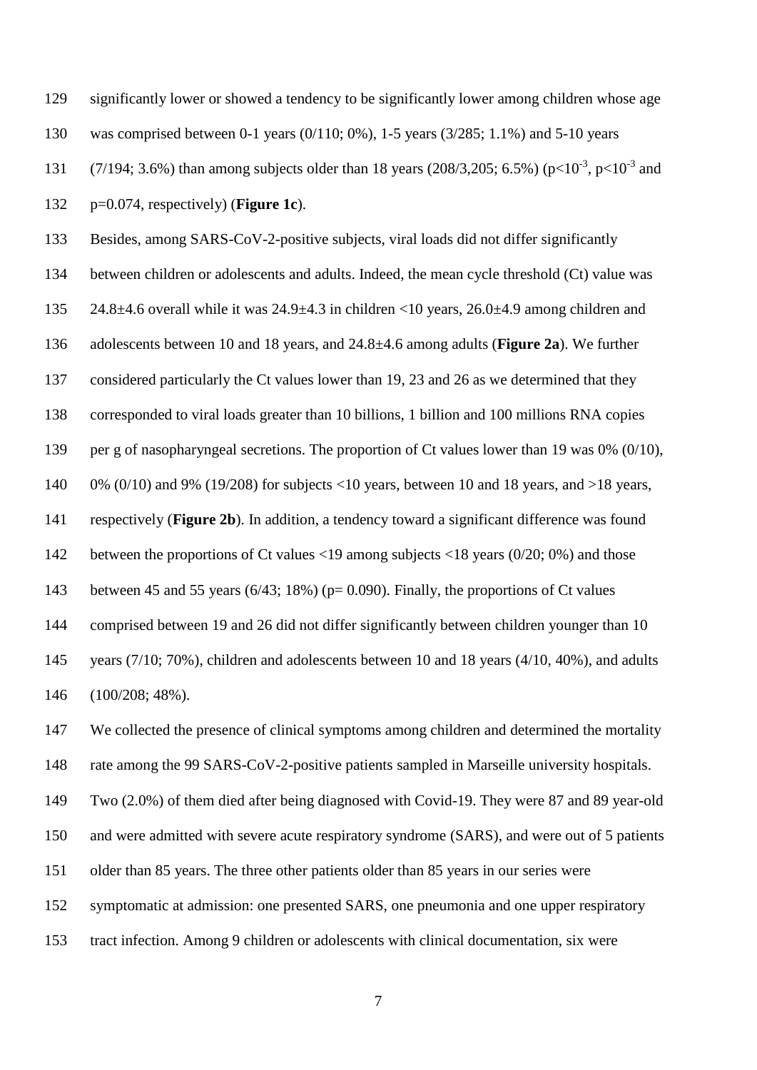significantly lower or showed a tendency to be significantly lower among children whose age was comprised between 0-1 years (0/110; 0%), 1-5 years (3/285; 1.1%) and 5-10 years (7/194; 3.6%) than among subjects older than 18 years (208/3,205; 6.5%) ($p<10^{-3}$, $p<10^{-3}$ and $p=0.074$, respectively) (**Figure 1c**).

Besides, among SARS-CoV-2-positive subjects, viral loads did not differ significantly between children or adolescents and adults. Indeed, the mean cycle threshold (Ct) value was 24.8±4.6 overall while it was 24.9±4.3 in children <10 years, 26.0±4.9 among children and adolescents between 10 and 18 years, and 24.8±4.6 among adults (**Figure 2a**). We further considered particularly the Ct values lower than 19, 23 and 26 as we determined that they corresponded to viral loads greater than 10 billions, 1 billion and 100 millions RNA copies per g of nasopharyngeal secretions. The proportion of Ct values lower than 19 was 0% (0/10), 0% (0/10) and 9% (19/208) for subjects <10 years, between 10 and 18 years, and >18 years, respectively (**Figure 2b**). In addition, a tendency toward a significant difference was found between the proportions of Ct values <19 among subjects <18 years (0/20; 0%) and those between 45 and 55 years (6/43; 18%) ($p= 0.090$). Finally, the proportions of Ct values comprised between 19 and 26 did not differ significantly between children younger than 10 years (7/10; 70%), children and adolescents between 10 and 18 years (4/10, 40%), and adults (100/208; 48%).

We collected the presence of clinical symptoms among children and determined the mortality rate among the 99 SARS-CoV-2-positive patients sampled in Marseille university hospitals. Two (2.0%) of them died after being diagnosed with Covid-19. They were 87 and 89 year-old and were admitted with severe acute respiratory syndrome (SARS), and were out of 5 patients older than 85 years. The three other patients older than 85 years in our series were symptomatic at admission: one presented SARS, one pneumonia and one upper respiratory tract infection. Among 9 children or adolescents with clinical documentation, six were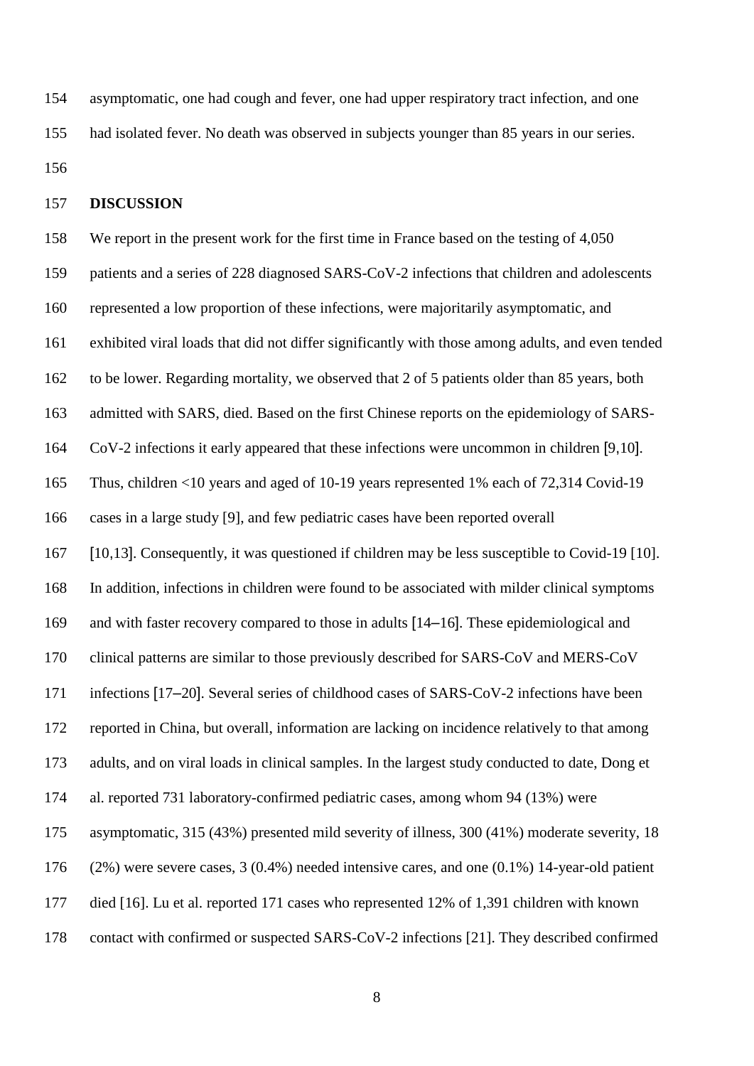asymptomatic, one had cough and fever, one had upper respiratory tract infection, and one had isolated fever. No death was observed in subjects younger than 85 years in our series.

## DISCUSSION

We report in the present work for the first time in France based on the testing of 4,050 patients and a series of 228 diagnosed SARS-CoV-2 infections that children and adolescents represented a low proportion of these infections, were majoritarily asymptomatic, and exhibited viral loads that did not differ significantly with those among adults, and even tended to be lower. Regarding mortality, we observed that 2 of 5 patients older than 85 years, both admitted with SARS, died. Based on the first Chinese reports on the epidemiology of SARS-CoV-2 infections it early appeared that these infections were uncommon in children [9,10]. Thus, children <10 years and aged of 10-19 years represented 1% each of 72,314 Covid-19 cases in a large study [9], and few pediatric cases have been reported overall [10,13]. Consequently, it was questioned if children may be less susceptible to Covid-19 [10]. In addition, infections in children were found to be associated with milder clinical symptoms and with faster recovery compared to those in adults [14–16]. These epidemiological and clinical patterns are similar to those previously described for SARS-CoV and MERS-CoV infections [17–20]. Several series of childhood cases of SARS-CoV-2 infections have been reported in China, but overall, information are lacking on incidence relatively to that among adults, and on viral loads in clinical samples. In the largest study conducted to date, Dong et al. reported 731 laboratory-confirmed pediatric cases, among whom 94 (13%) were asymptomatic, 315 (43%) presented mild severity of illness, 300 (41%) moderate severity, 18 (2%) were severe cases, 3 (0.4%) needed intensive cares, and one (0.1%) 14-year-old patient died [16]. Lu et al. reported 171 cases who represented 12% of 1,391 children with known contact with confirmed or suspected SARS-CoV-2 infections [21]. They described confirmed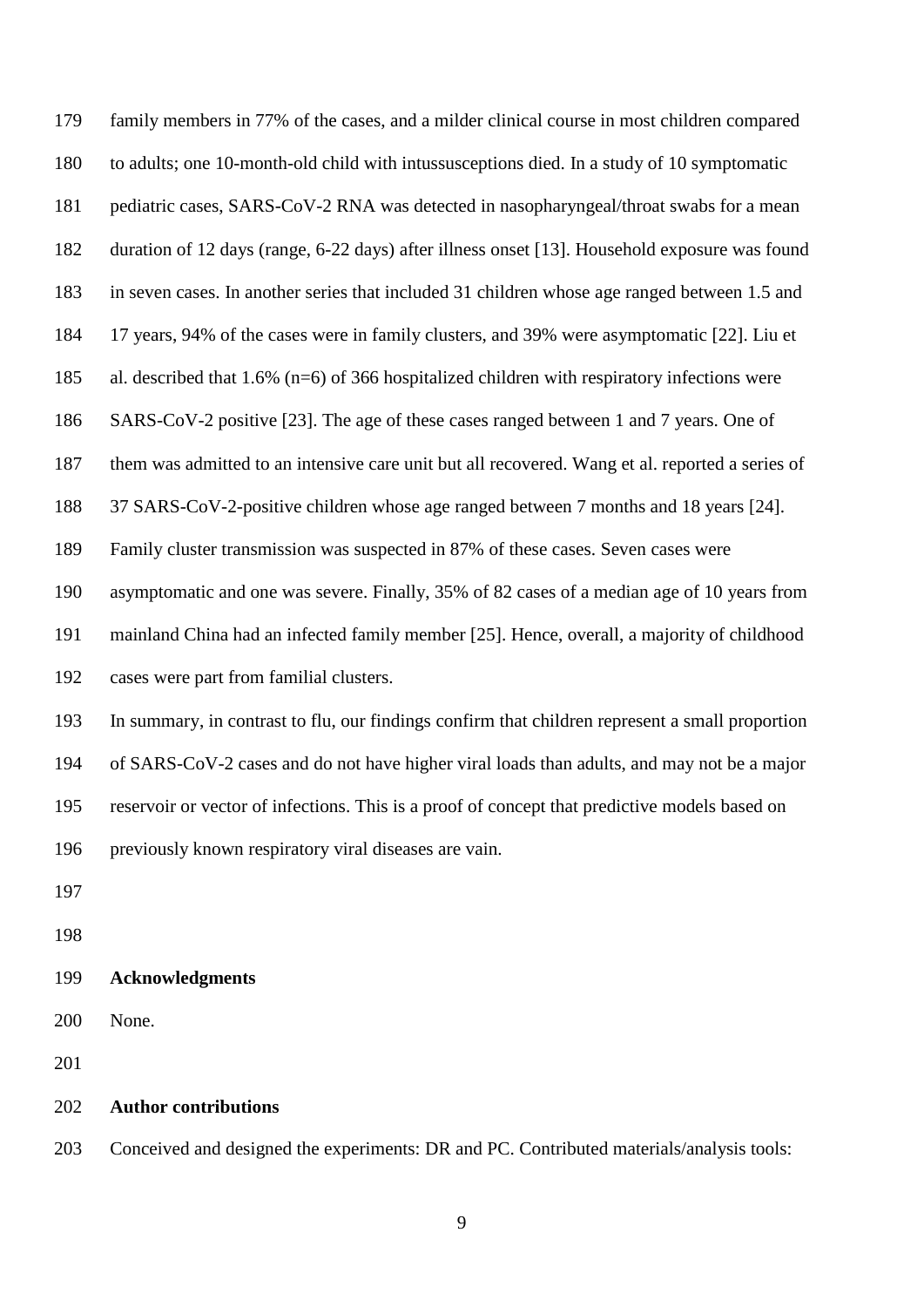family members in 77% of the cases, and a milder clinical course in most children compared to adults; one 10-month-old child with intussusceptions died. In a study of 10 symptomatic pediatric cases, SARS-CoV-2 RNA was detected in nasopharyngeal/throat swabs for a mean duration of 12 days (range, 6-22 days) after illness onset [13]. Household exposure was found in seven cases. In another series that included 31 children whose age ranged between 1.5 and 17 years, 94% of the cases were in family clusters, and 39% were asymptomatic [22]. Liu et al. described that 1.6% (n=6) of 366 hospitalized children with respiratory infections were SARS-CoV-2 positive [23]. The age of these cases ranged between 1 and 7 years. One of them was admitted to an intensive care unit but all recovered. Wang et al. reported a series of 37 SARS-CoV-2-positive children whose age ranged between 7 months and 18 years [24]. Family cluster transmission was suspected in 87% of these cases. Seven cases were asymptomatic and one was severe. Finally, 35% of 82 cases of a median age of 10 years from mainland China had an infected family member [25]. Hence, overall, a majority of childhood cases were part from familial clusters.

In summary, in contrast to flu, our findings confirm that children represent a small proportion of SARS-CoV-2 cases and do not have higher viral loads than adults, and may not be a major reservoir or vector of infections. This is a proof of concept that predictive models based on previously known respiratory viral diseases are vain.

## Acknowledgments

None.

## Author contributions

Conceived and designed the experiments: DR and PC. Contributed materials/analysis tools: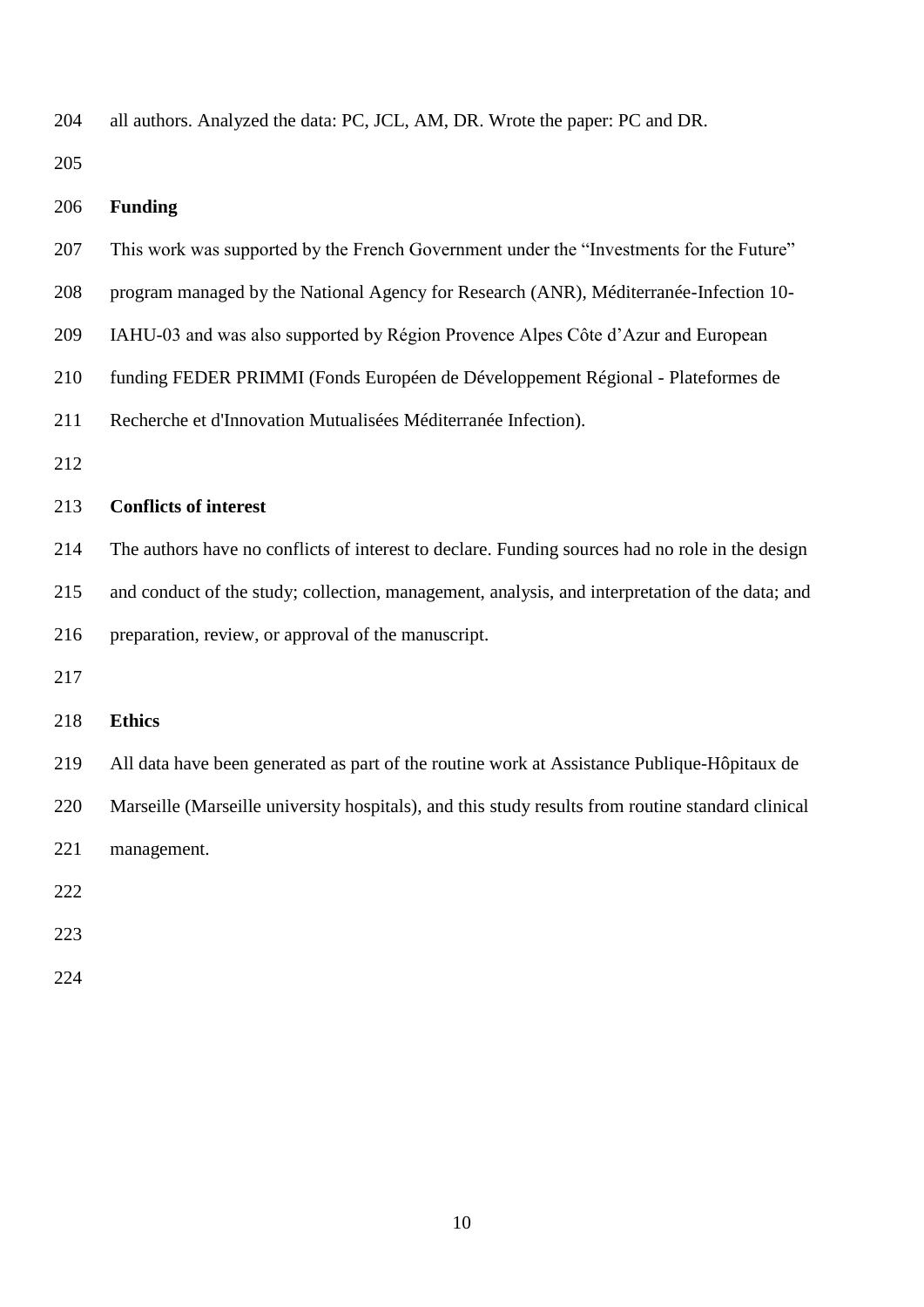all authors. Analyzed the data: PC, JCL, AM, DR. Wrote the paper: PC and DR.

## Funding

This work was supported by the French Government under the "Investments for the Future" program managed by the National Agency for Research (ANR), Méditerranée-Infection 10-IAHU-03 and was also supported by Région Provence Alpes Côte d'Azur and European funding FEDER PRIMMI (Fonds Européen de Développement Régional - Plateformes de Recherche et d'Innovation Mutualisées Méditerranée Infection).

## Conflicts of interest

The authors have no conflicts of interest to declare. Funding sources had no role in the design and conduct of the study; collection, management, analysis, and interpretation of the data; and preparation, review, or approval of the manuscript.

## Ethics

All data have been generated as part of the routine work at Assistance Publique-Hôpitaux de Marseille (Marseille university hospitals), and this study results from routine standard clinical management.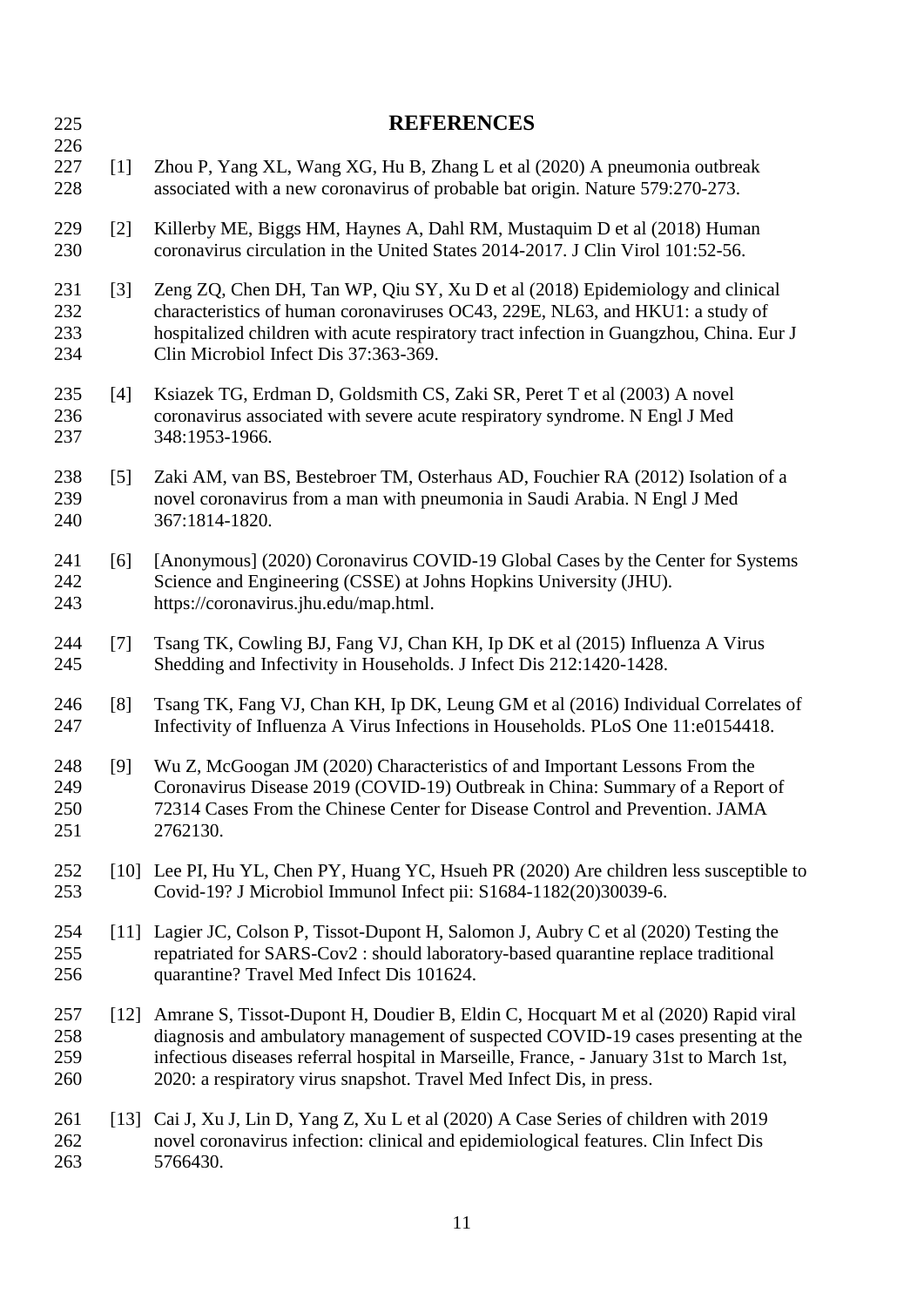## REFERENCES

[1] Zhou P, Yang XL, Wang XG, Hu B, Zhang L et al (2020) A pneumonia outbreak associated with a new coronavirus of probable bat origin. Nature 579:270-273.

[2] Killerby ME, Biggs HM, Haynes A, Dahl RM, Mustaquim D et al (2018) Human coronavirus circulation in the United States 2014-2017. J Clin Virol 101:52-56.

[3] Zeng ZQ, Chen DH, Tan WP, Qiu SY, Xu D et al (2018) Epidemiology and clinical characteristics of human coronaviruses OC43, 229E, NL63, and HKU1: a study of hospitalized children with acute respiratory tract infection in Guangzhou, China. Eur J Clin Microbiol Infect Dis 37:363-369.

[4] Ksiazek TG, Erdman D, Goldsmith CS, Zaki SR, Peret T et al (2003) A novel coronavirus associated with severe acute respiratory syndrome. N Engl J Med 348:1953-1966.

[5] Zaki AM, van BS, Bestebroer TM, Osterhaus AD, Fouchier RA (2012) Isolation of a novel coronavirus from a man with pneumonia in Saudi Arabia. N Engl J Med 367:1814-1820.

[6] [Anonymous] (2020) Coronavirus COVID-19 Global Cases by the Center for Systems Science and Engineering (CSSE) at Johns Hopkins University (JHU). https://coronavirus.jhu.edu/map.html.

[7] Tsang TK, Cowling BJ, Fang VJ, Chan KH, Ip DK et al (2015) Influenza A Virus Shedding and Infectivity in Households. J Infect Dis 212:1420-1428.

[8] Tsang TK, Fang VJ, Chan KH, Ip DK, Leung GM et al (2016) Individual Correlates of Infectivity of Influenza A Virus Infections in Households. PLoS One 11:e0154418.

[9] Wu Z, McGoogan JM (2020) Characteristics of and Important Lessons From the Coronavirus Disease 2019 (COVID-19) Outbreak in China: Summary of a Report of 72314 Cases From the Chinese Center for Disease Control and Prevention. JAMA 2762130.

[10] Lee PI, Hu YL, Chen PY, Huang YC, Hsueh PR (2020) Are children less susceptible to Covid-19? J Microbiol Immunol Infect pii: S1684-1182(20)30039-6.

[11] Lagier JC, Colson P, Tissot-Dupont H, Salomon J, Aubry C et al (2020) Testing the repatriated for SARS-Cov2 : should laboratory-based quarantine replace traditional quarantine? Travel Med Infect Dis 101624.

[12] Amrane S, Tissot-Dupont H, Doudier B, Eldin C, Hocquart M et al (2020) Rapid viral diagnosis and ambulatory management of suspected COVID-19 cases presenting at the infectious diseases referral hospital in Marseille, France, - January 31st to March 1st, 2020: a respiratory virus snapshot. Travel Med Infect Dis, in press.

[13] Cai J, Xu J, Lin D, Yang Z, Xu L et al (2020) A Case Series of children with 2019 novel coronavirus infection: clinical and epidemiological features. Clin Infect Dis 5766430.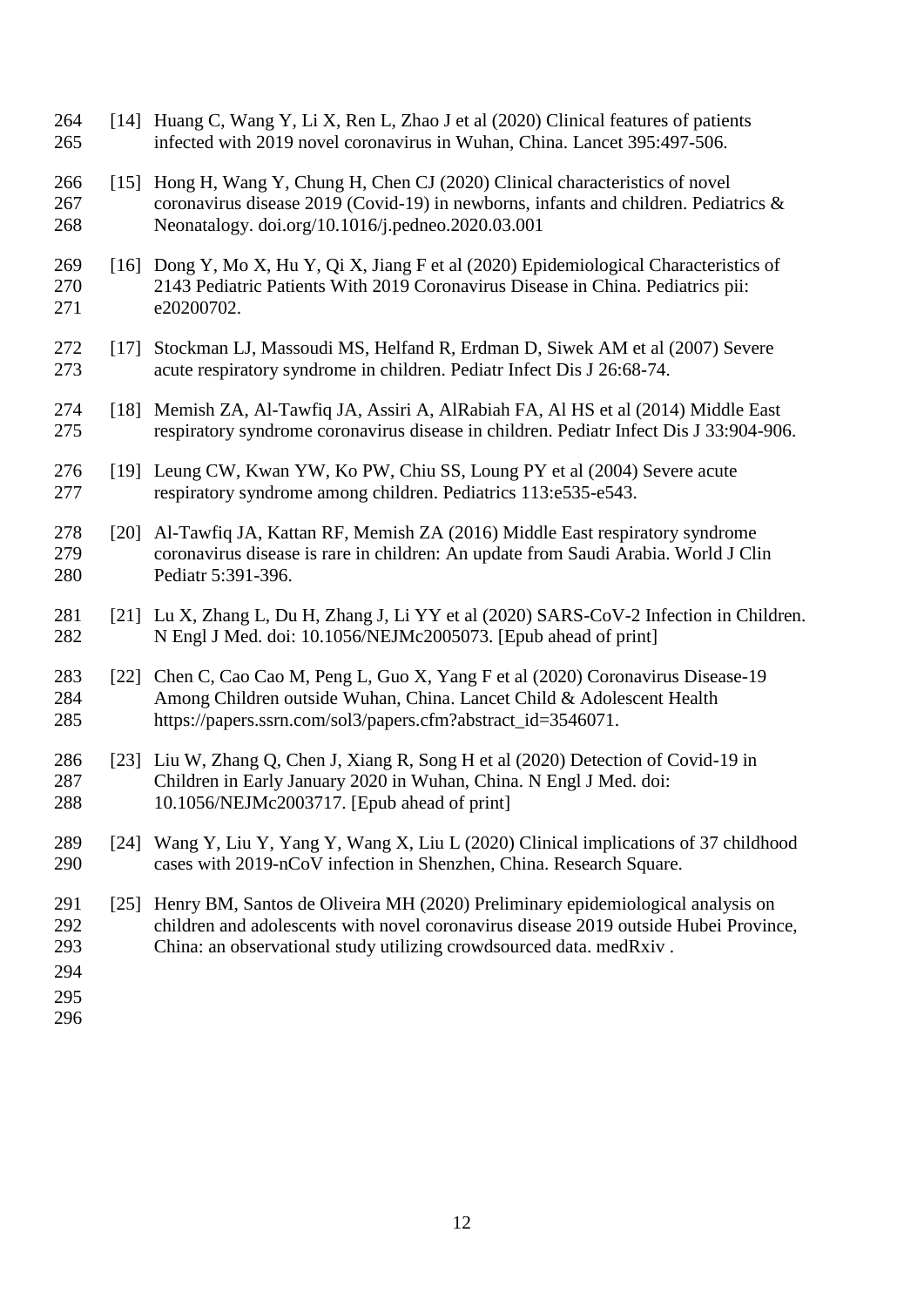[14] Huang C, Wang Y, Li X, Ren L, Zhao J et al (2020) Clinical features of patients infected with 2019 novel coronavirus in Wuhan, China. Lancet 395:497-506.

[15] Hong H, Wang Y, Chung H, Chen CJ (2020) Clinical characteristics of novel coronavirus disease 2019 (Covid-19) in newborns, infants and children. Pediatrics & Neonatalogy. doi.org/10.1016/j.pedneo.2020.03.001

[16] Dong Y, Mo X, Hu Y, Qi X, Jiang F et al (2020) Epidemiological Characteristics of 2143 Pediatric Patients With 2019 Coronavirus Disease in China. Pediatrics pii: e20200702.

[17] Stockman LJ, Massoudi MS, Helfand R, Erdman D, Siwek AM et al (2007) Severe acute respiratory syndrome in children. Pediatr Infect Dis J 26:68-74.

[18] Memish ZA, Al-Tawfiq JA, Assiri A, AlRabiah FA, Al HS et al (2014) Middle East respiratory syndrome coronavirus disease in children. Pediatr Infect Dis J 33:904-906.

[19] Leung CW, Kwan YW, Ko PW, Chiu SS, Loung PY et al (2004) Severe acute respiratory syndrome among children. Pediatrics 113:e535-e543.

[20] Al-Tawfiq JA, Kattan RF, Memish ZA (2016) Middle East respiratory syndrome coronavirus disease is rare in children: An update from Saudi Arabia. World J Clin Pediatr 5:391-396.

[21] Lu X, Zhang L, Du H, Zhang J, Li YY et al (2020) SARS-CoV-2 Infection in Children. N Engl J Med. doi: 10.1056/NEJMc2005073. [Epub ahead of print]

[22] Chen C, Cao Cao M, Peng L, Guo X, Yang F et al (2020) Coronavirus Disease-19 Among Children outside Wuhan, China. Lancet Child & Adolescent Health https://papers.ssrn.com/sol3/papers.cfm?abstract_id=3546071.

[23] Liu W, Zhang Q, Chen J, Xiang R, Song H et al (2020) Detection of Covid-19 in Children in Early January 2020 in Wuhan, China. N Engl J Med. doi: 10.1056/NEJMc2003717. [Epub ahead of print]

[24] Wang Y, Liu Y, Yang Y, Wang X, Liu L (2020) Clinical implications of 37 childhood cases with 2019-nCoV infection in Shenzhen, China. Research Square.

[25] Henry BM, Santos de Oliveira MH (2020) Preliminary epidemiological analysis on children and adolescents with novel coronavirus disease 2019 outside Hubei Province, China: an observational study utilizing crowdsourced data. medRxiv .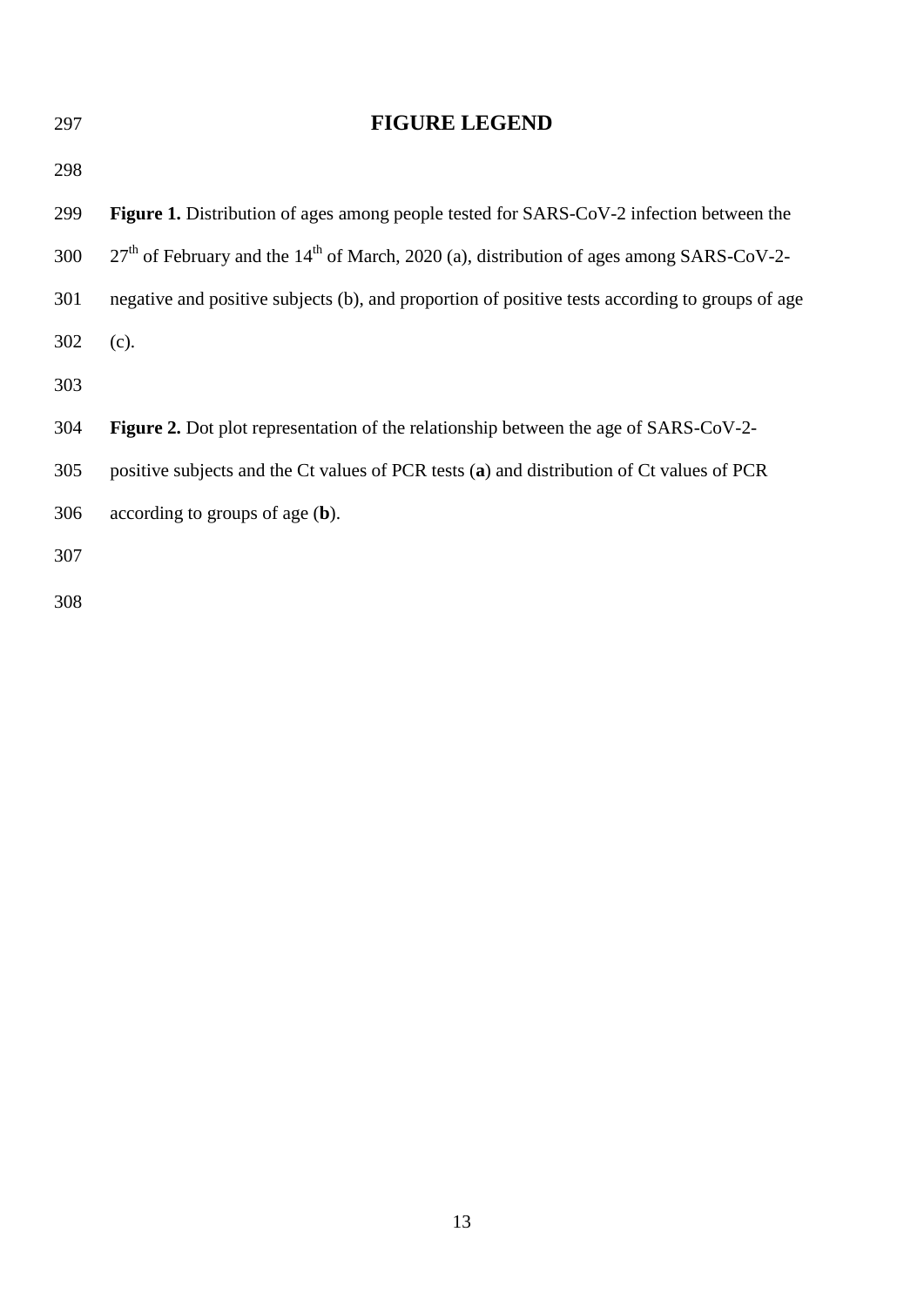# FIGURE LEGEND

**Figure 1.** Distribution of ages among people tested for SARS-CoV-2 infection between the 27$^{th}$ of February and the 14$^{th}$ of March, 2020 (a), distribution of ages among SARS-CoV-2-negative and positive subjects (b), and proportion of positive tests according to groups of age (c).

**Figure 2.** Dot plot representation of the relationship between the age of SARS-CoV-2-positive subjects and the Ct values of PCR tests (**a**) and distribution of Ct values of PCR according to groups of age (**b**).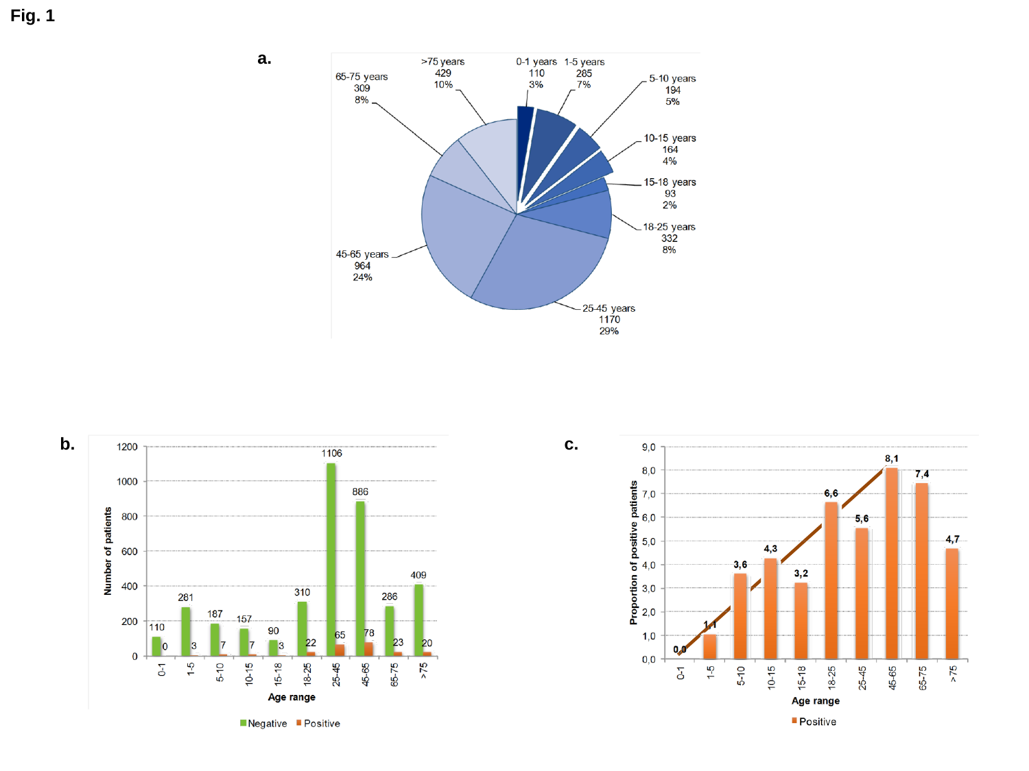**Fig. 1**

**a.**

| Age range | Number | % |
|---|---|---|
| 0-1 years | 110 | 3% |
| 1-5 years | 285 | 7% |
| 5-10 years | 194 | 5% |
| 10-15 years | 164 | 4% |
| 15-18 years | 93 | 2% |
| 18-25 years | 332 | 8% |
| 25-45 years | 1170 | 29% |
| 45-65 years | 964 | 24% |
| 65-75 years | 309 | 8% |
| >75 years | 429 | 10% |

**b.**

Number of patients by age range

| Age range | Negative | Positive |
|---|---|---|
| 0-1 | 110 | 0 |
| 1-5 | 281 | 3 |
| 5-10 | 187 | 7 |
| 10-15 | 157 | 7 |
| 15-18 | 90 | 3 |
| 18-25 | 310 | 22 |
| 25-45 | 1106 | 65 |
| 45-65 | 886 | 78 |
| 65-75 | 286 | 23 |
| >75 | 409 | 20 |

**c.**

Proportion of positive patients by age range

| Age range | Positive |
|---|---|
| 0-1 | 0,0 |
| 1-5 | 1,1 |
| 5-10 | 3,6 |
| 10-15 | 4,3 |
| 15-18 | 3,2 |
| 18-25 | 6,6 |
| 25-45 | 5,6 |
| 45-65 | 8,1 |
| 65-75 | 7,4 |
| >75 | 4,7 |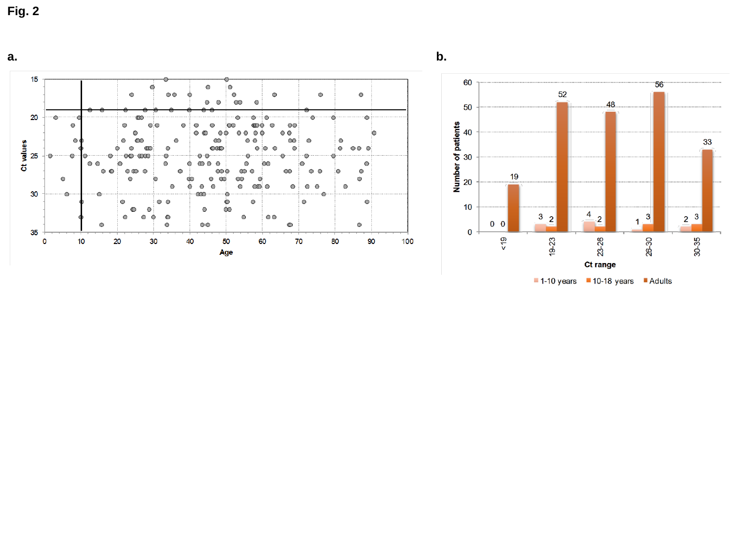Fig. 2

a.

15
20
25
30
35
Ct values
0
10
20
30
40
50
60
70
80
90
100
Age

b.

60
50
40
30
20
10
0
Number of patients
0 0 19
3 2 52
4 2 48
1 3 56
2 3 33
<19
19-23
23-26
26-30
30-35
Ct range
1-10 years
10-18 years
Adults